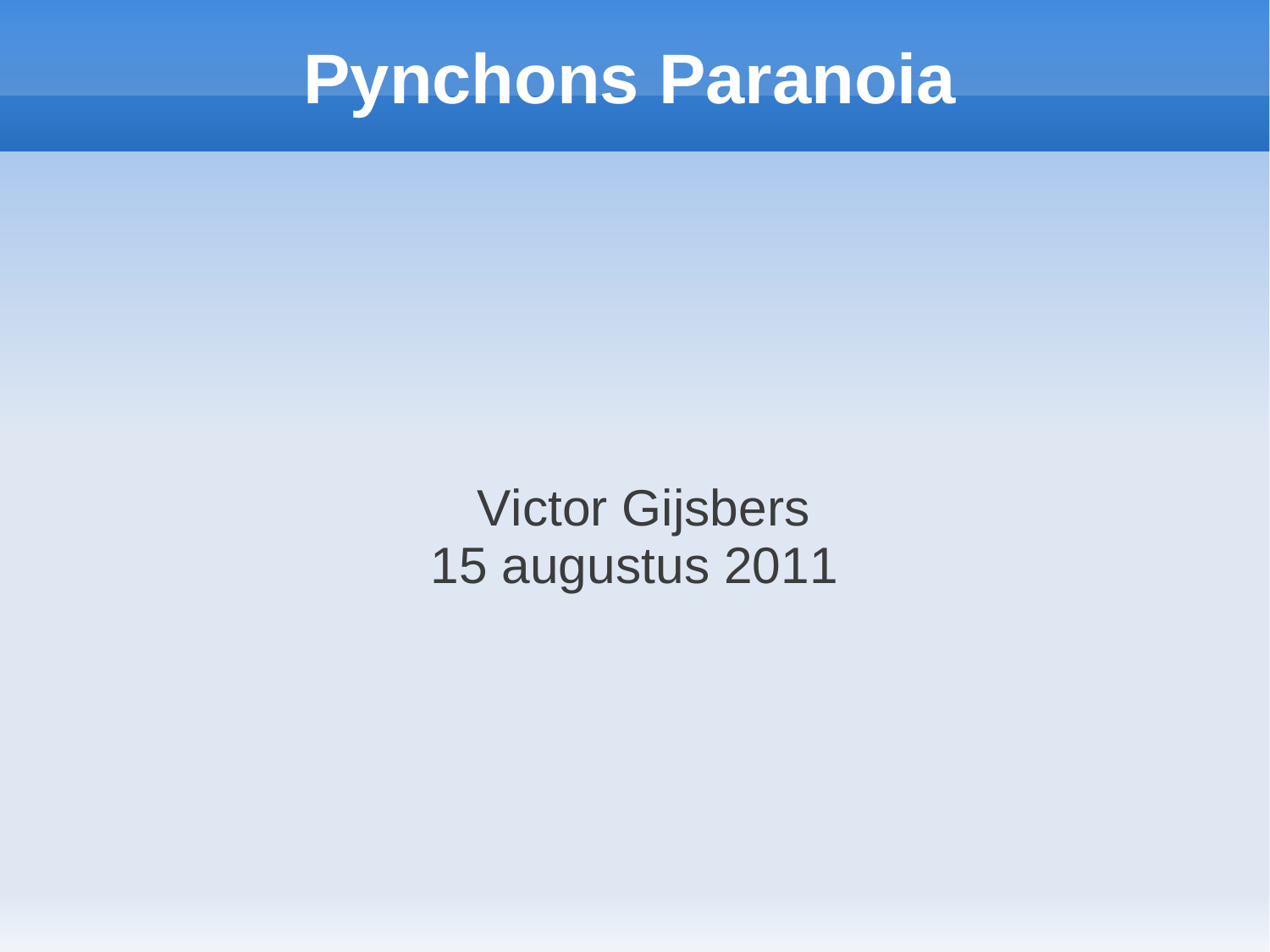# Pynchons Paranoia

Victor Gijsbers
15 augustus 2011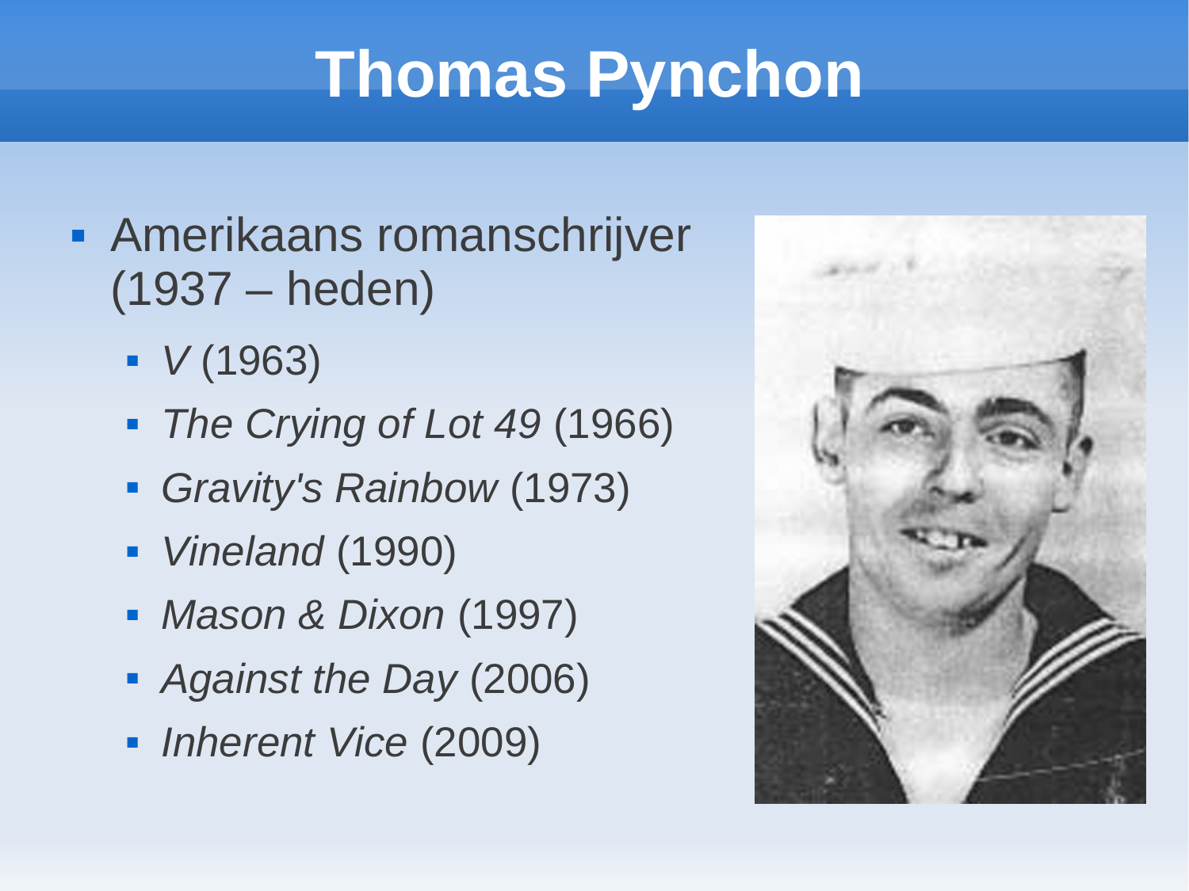# Thomas Pynchon

- Amerikaans romanschrijver (1937 – heden)
  - *V* (1963)
  - *The Crying of Lot 49* (1966)
  - *Gravity's Rainbow* (1973)
  - *Vineland* (1990)
  - *Mason & Dixon* (1997)
  - *Against the Day* (2006)
  - *Inherent Vice* (2009)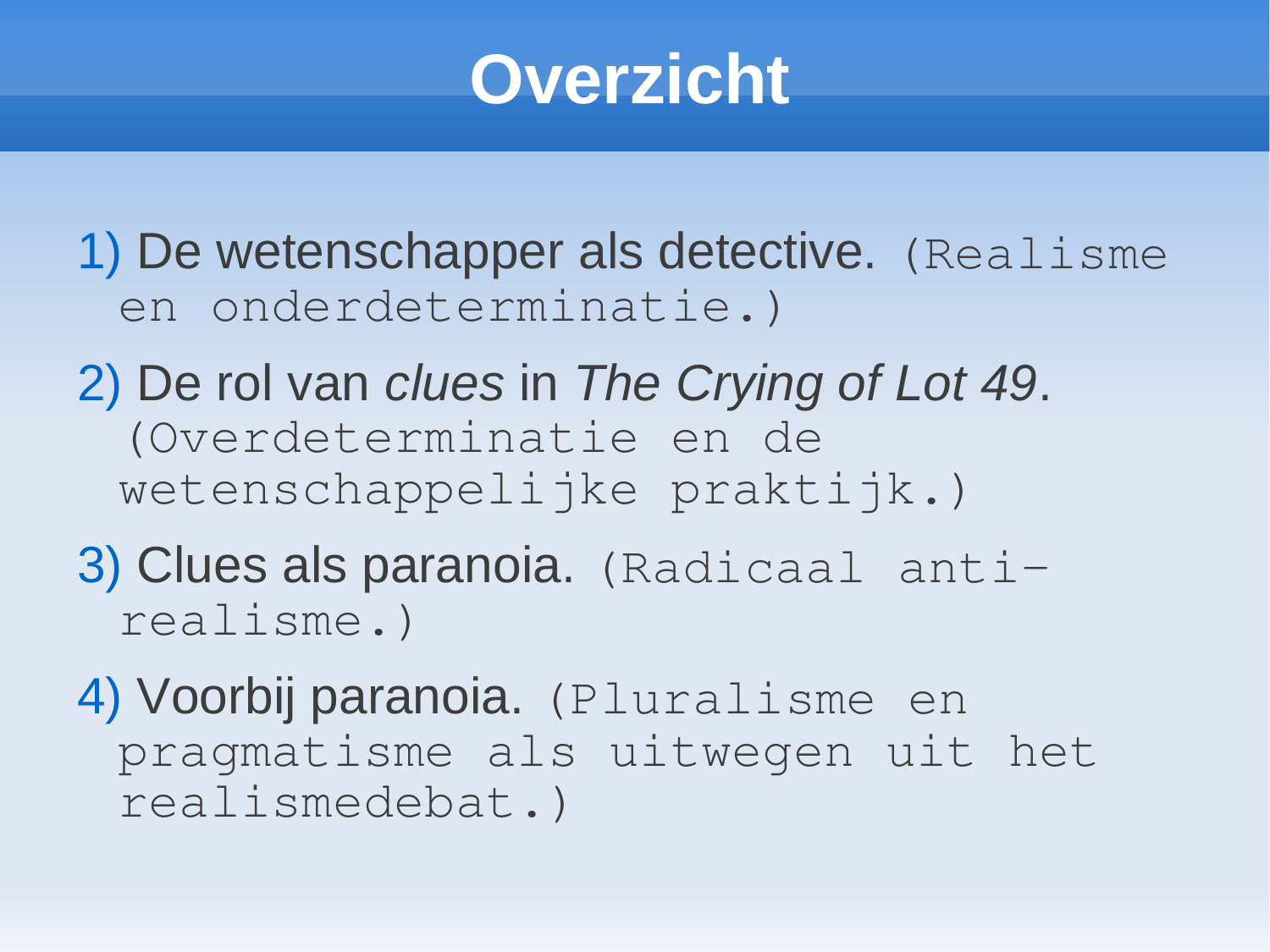# Overzicht

1) De wetenschapper als detective. (Realisme en onderdeterminatie.)
2) De rol van *clues* in *The Crying of Lot 49*. (Overdeterminatie en de wetenschappelijke praktijk.)
3) Clues als paranoia. (Radicaal anti-realisme.)
4) Voorbij paranoia. (Pluralisme en pragmatisme als uitwegen uit het realismedebat.)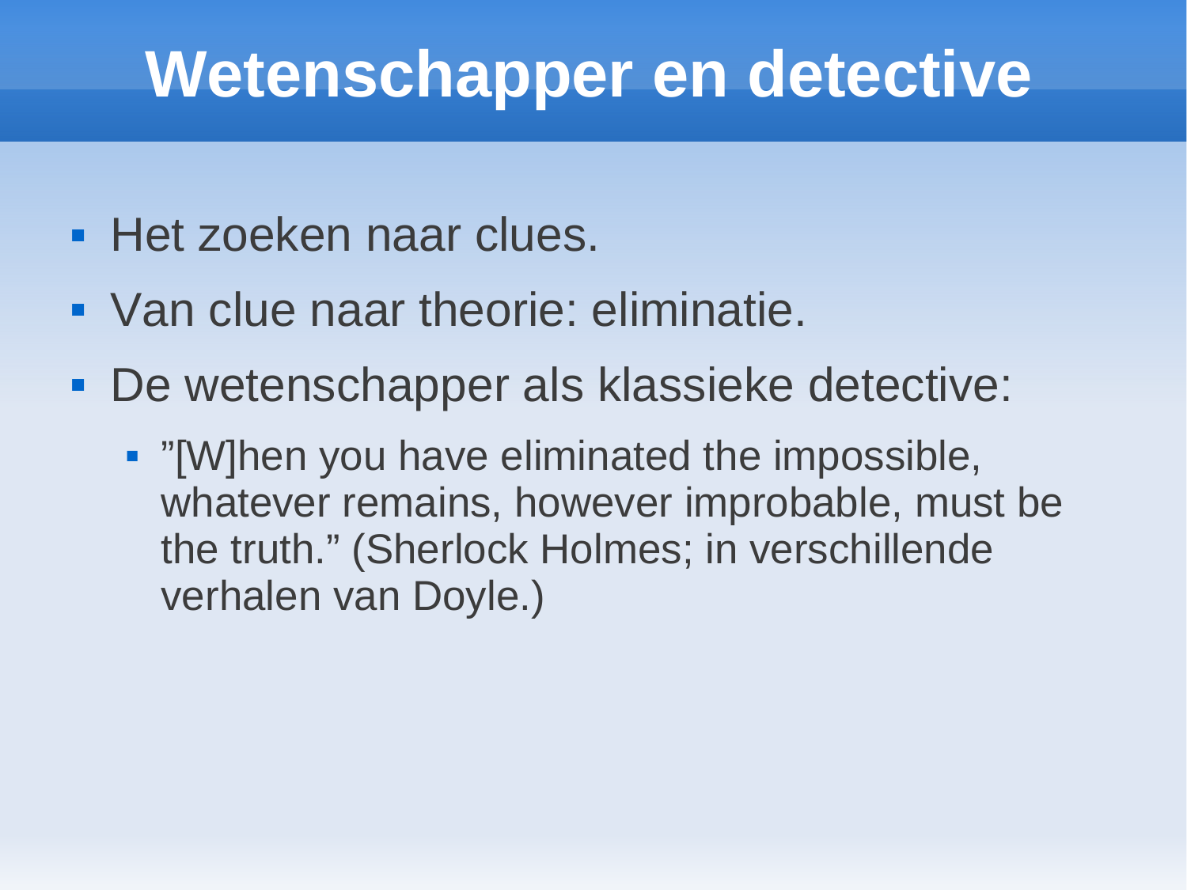# Wetenschapper en detective

- Het zoeken naar clues.
- Van clue naar theorie: eliminatie.
- De wetenschapper als klassieke detective:
  - ”[W]hen you have eliminated the impossible, whatever remains, however improbable, must be the truth.” (Sherlock Holmes; in verschillende verhalen van Doyle.)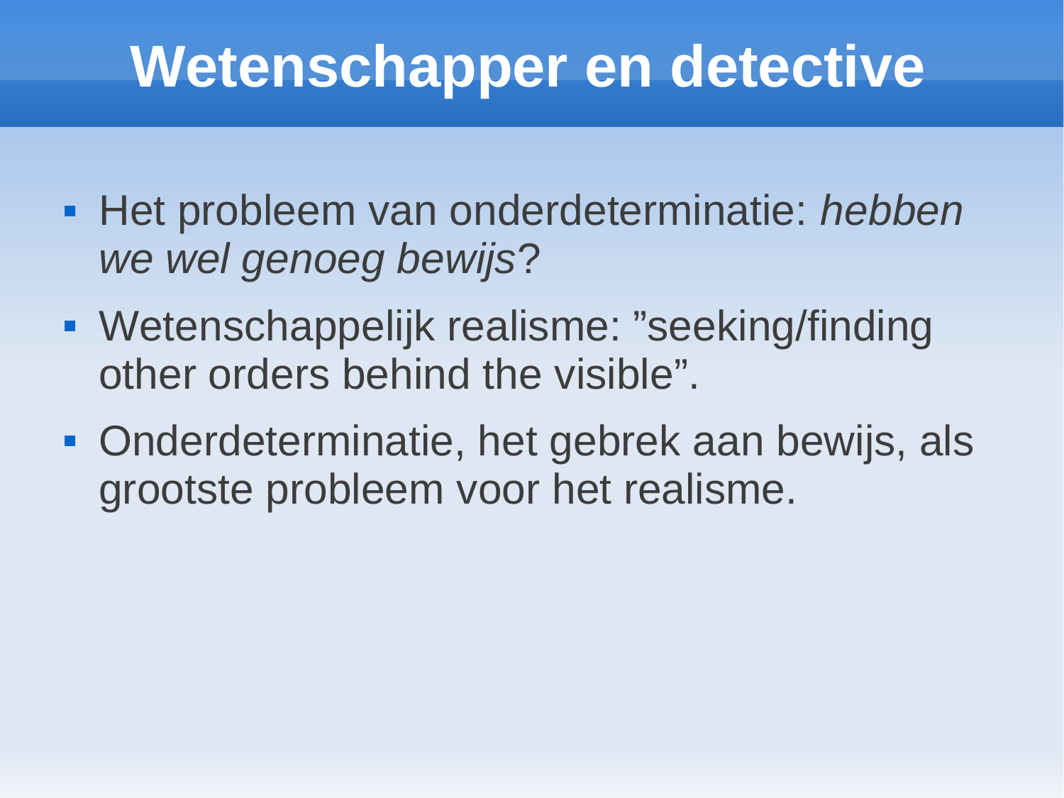# Wetenschapper en detective

- Het probleem van onderdeterminatie: *hebben we wel genoeg bewijs*?
- Wetenschappelijk realisme: ”seeking/finding other orders behind the visible”.
- Onderdeterminatie, het gebrek aan bewijs, als grootste probleem voor het realisme.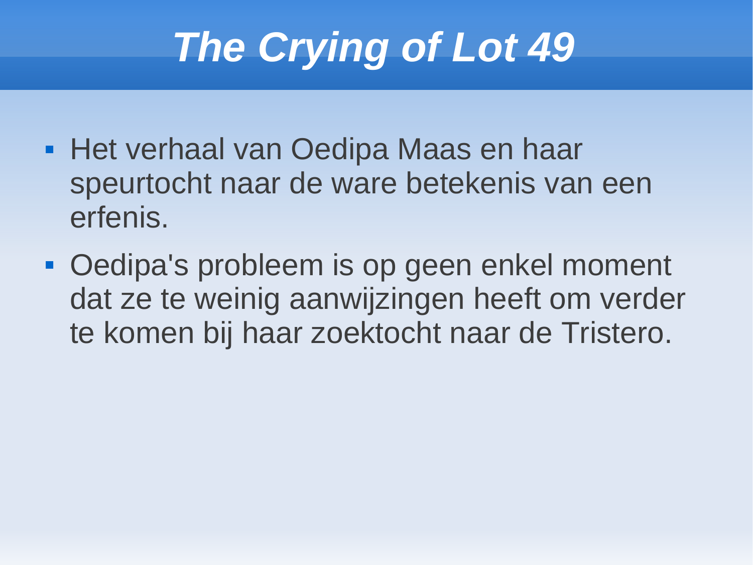# *The Crying of Lot 49*

- Het verhaal van Oedipa Maas en haar speurtocht naar de ware betekenis van een erfenis.
- Oedipa's probleem is op geen enkel moment dat ze te weinig aanwijzingen heeft om verder te komen bij haar zoektocht naar de Tristero.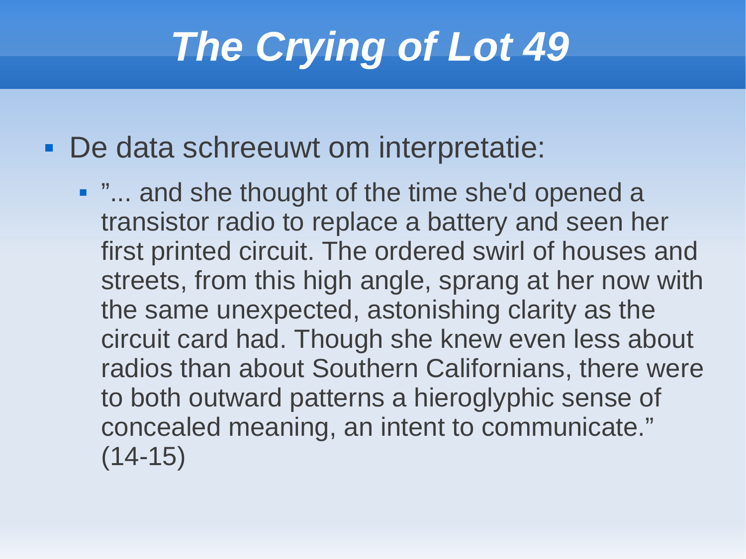# *The Crying of Lot 49*

- De data schreeuwt om interpretatie:
  - ”... and she thought of the time she'd opened a transistor radio to replace a battery and seen her first printed circuit. The ordered swirl of houses and streets, from this high angle, sprang at her now with the same unexpected, astonishing clarity as the circuit card had. Though she knew even less about radios than about Southern Californians, there were to both outward patterns a hieroglyphic sense of concealed meaning, an intent to communicate.” (14-15)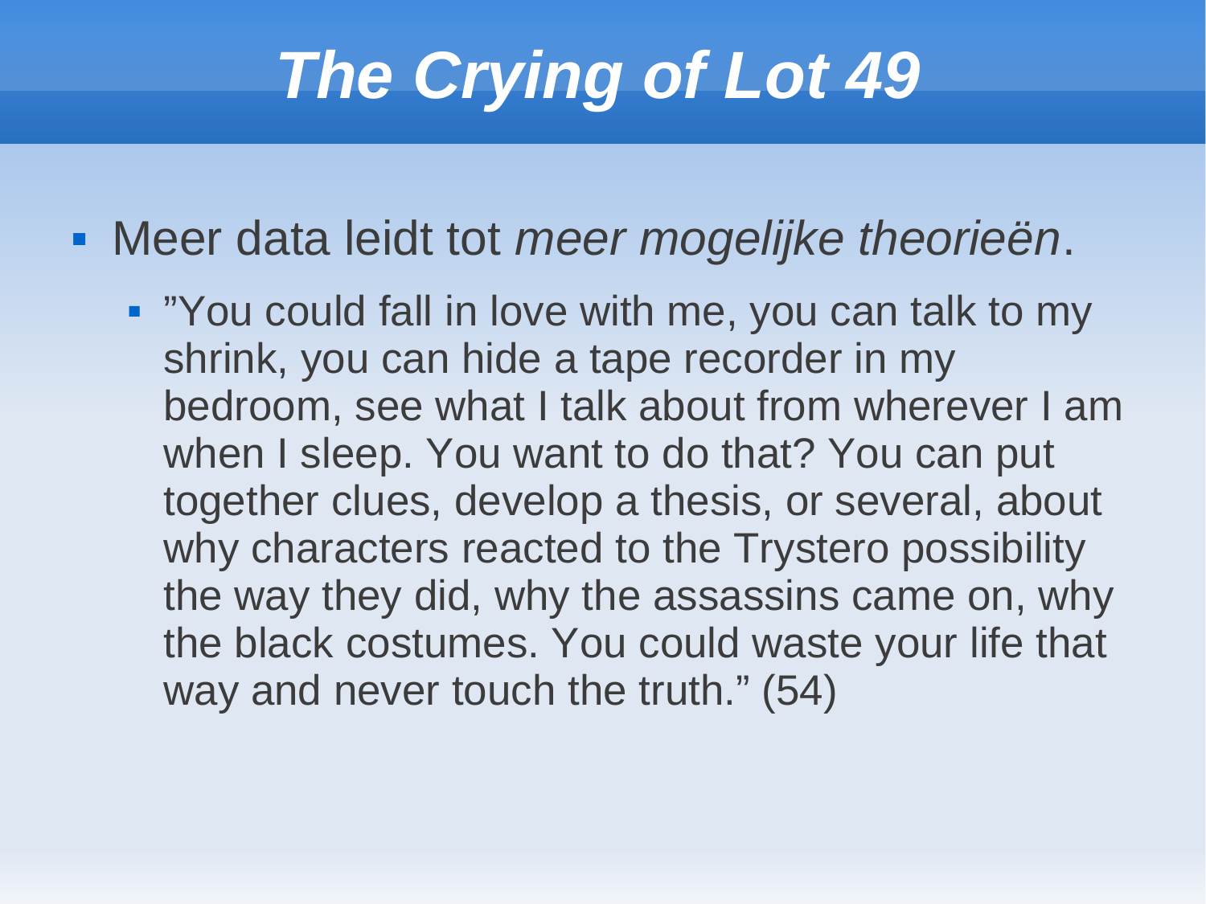# *The Crying of Lot 49*

- Meer data leidt tot *meer mogelijke theorieën*.
  - ”You could fall in love with me, you can talk to my shrink, you can hide a tape recorder in my bedroom, see what I talk about from wherever I am when I sleep. You want to do that? You can put together clues, develop a thesis, or several, about why characters reacted to the Trystero possibility the way they did, why the assassins came on, why the black costumes. You could waste your life that way and never touch the truth.” (54)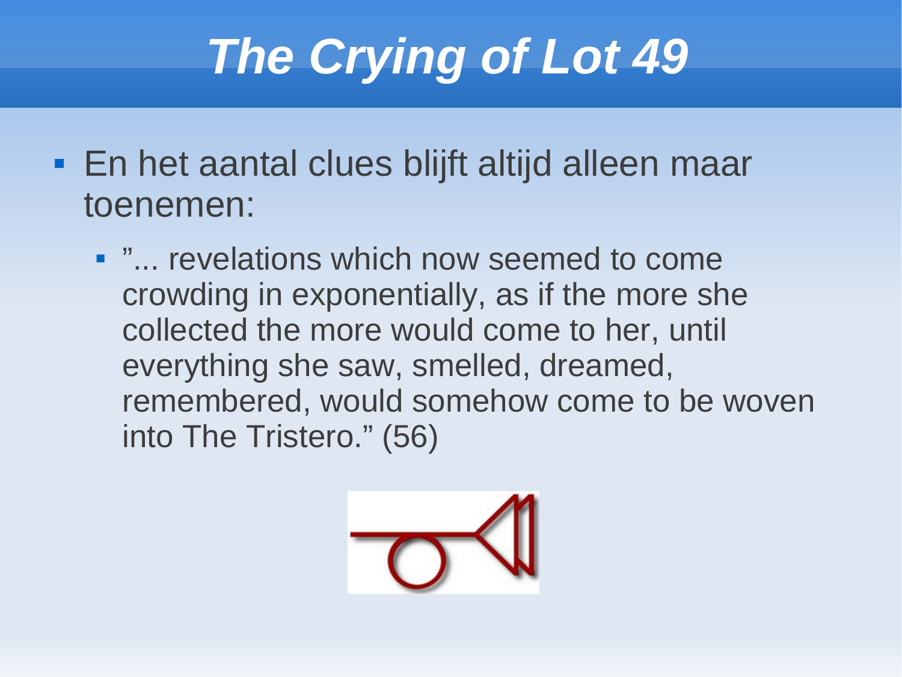# *The Crying of Lot 49*

- En het aantal clues blijft altijd alleen maar toenemen:
  - ”... revelations which now seemed to come crowding in exponentially, as if the more she collected the more would come to her, until everything she saw, smelled, dreamed, remembered, would somehow come to be woven into The Tristero.” (56)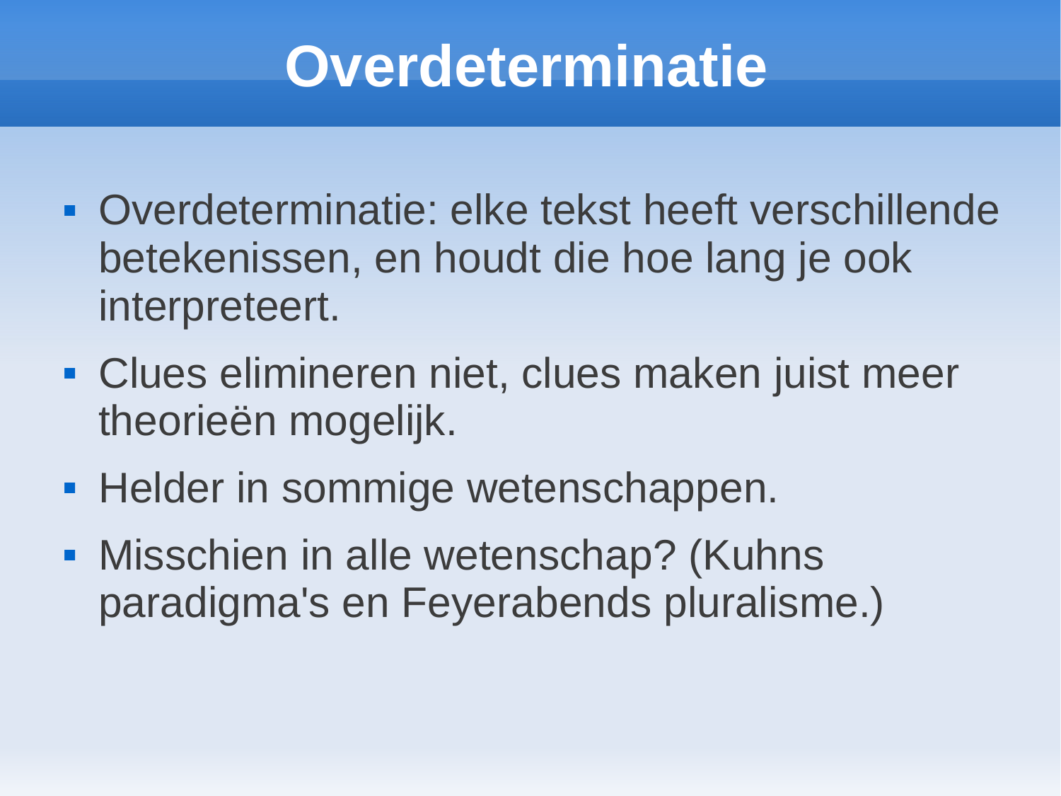# Overdeterminatie

- Overdeterminatie: elke tekst heeft verschillende betekenissen, en houdt die hoe lang je ook interpreteert.
- Clues elimineren niet, clues maken juist meer theorieën mogelijk.
- Helder in sommige wetenschappen.
- Misschien in alle wetenschap? (Kuhns paradigma's en Feyerabends pluralisme.)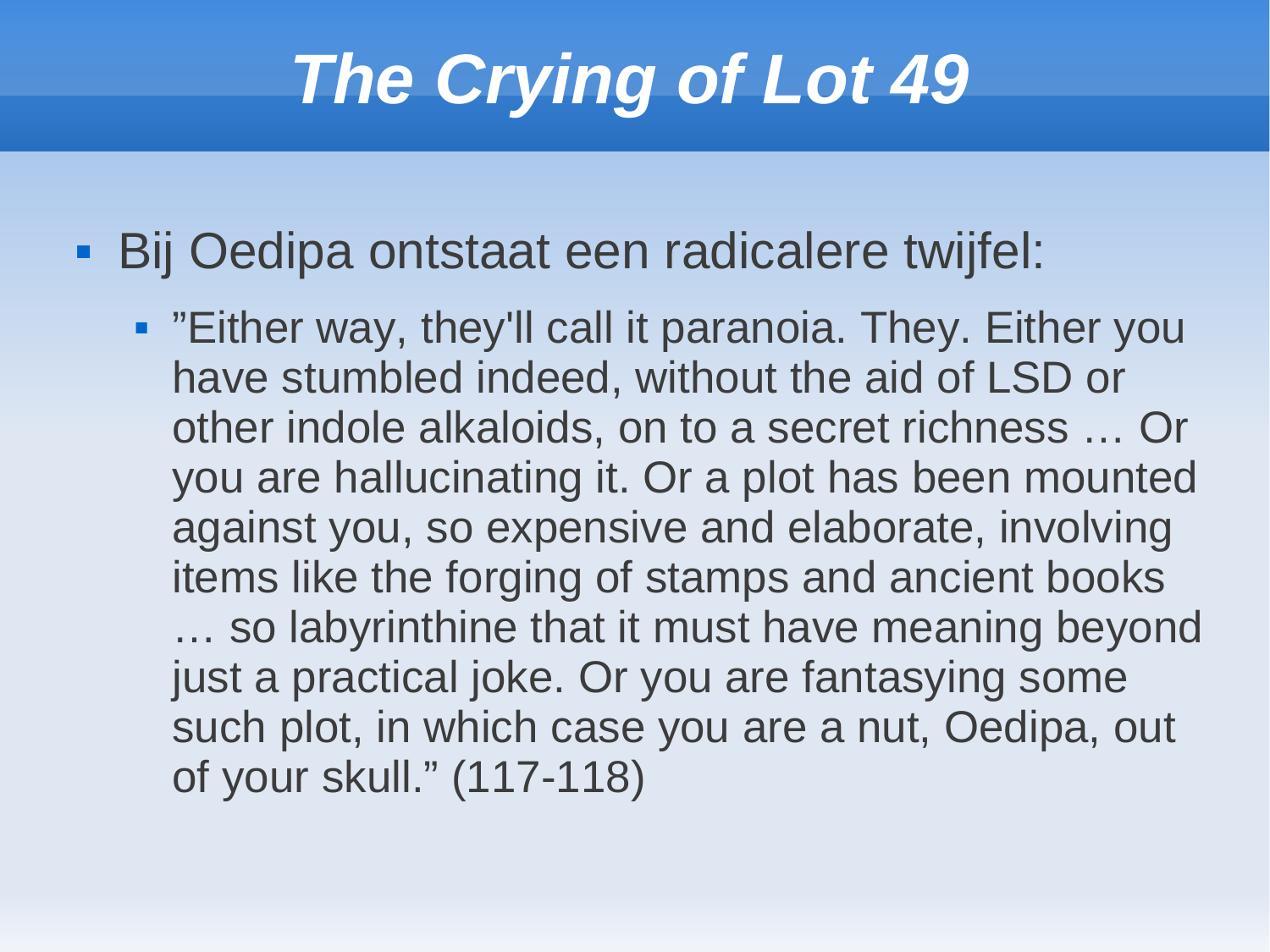# *The Crying of Lot 49*

- Bij Oedipa ontstaat een radicalere twijfel:
  - ”Either way, they'll call it paranoia. They. Either you have stumbled indeed, without the aid of LSD or other indole alkaloids, on to a secret richness … Or you are hallucinating it. Or a plot has been mounted against you, so expensive and elaborate, involving items like the forging of stamps and ancient books … so labyrinthine that it must have meaning beyond just a practical joke. Or you are fantasying some such plot, in which case you are a nut, Oedipa, out of your skull.” (117-118)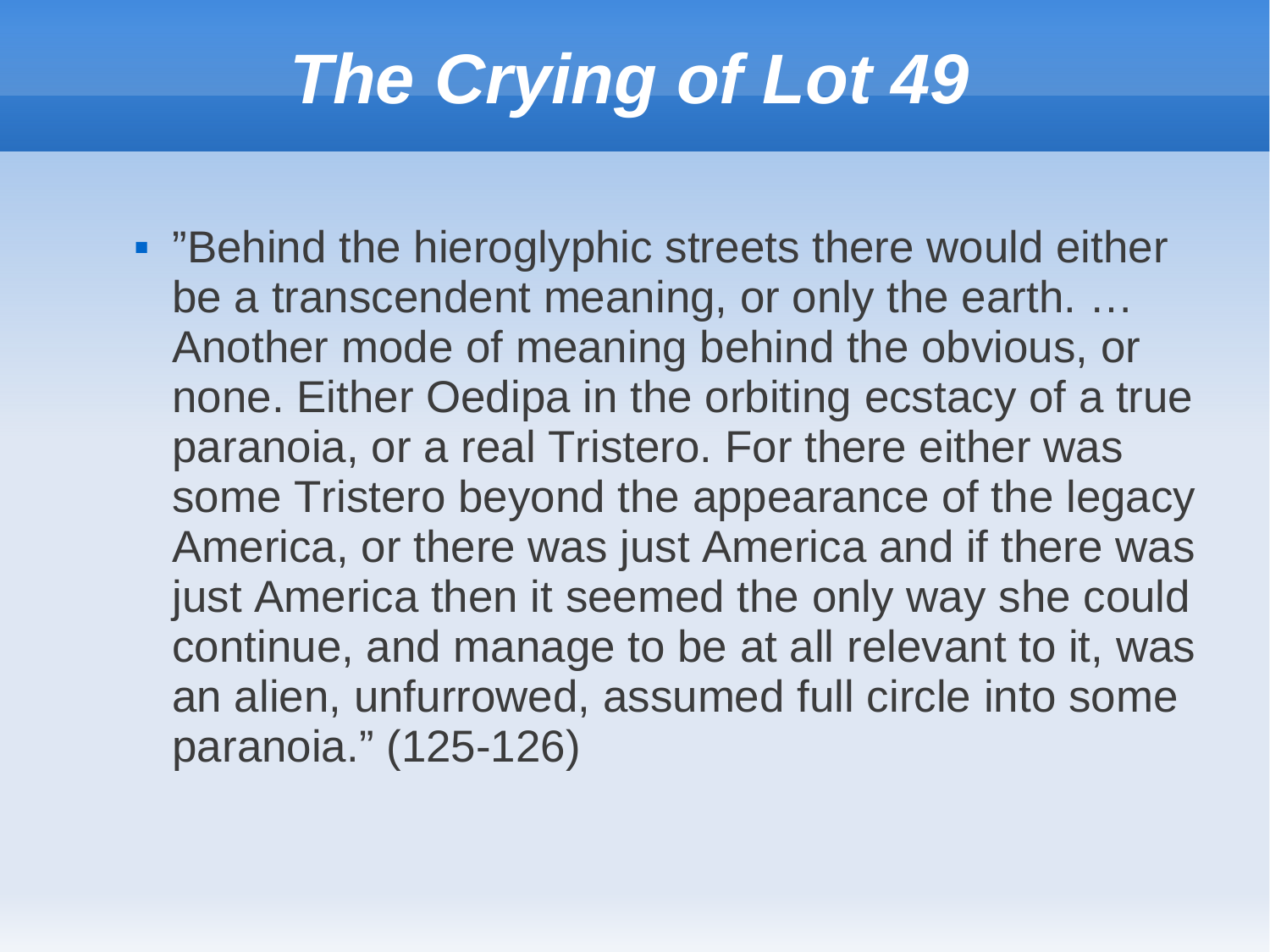# *The Crying of Lot 49*

- "Behind the hieroglyphic streets there would either be a transcendent meaning, or only the earth. … Another mode of meaning behind the obvious, or none. Either Oedipa in the orbiting ecstacy of a true paranoia, or a real Tristero. For there either was some Tristero beyond the appearance of the legacy America, or there was just America and if there was just America then it seemed the only way she could continue, and manage to be at all relevant to it, was an alien, unfurrowed, assumed full circle into some paranoia." (125-126)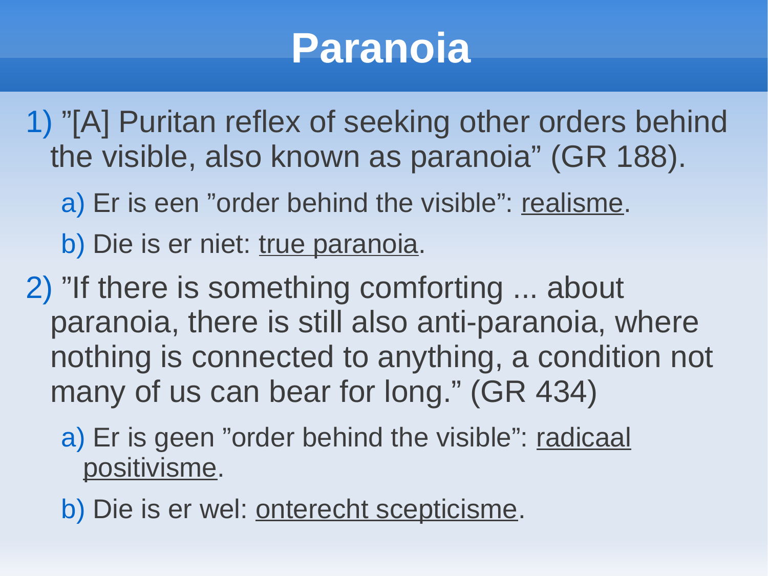# Paranoia

1) ”[A] Puritan reflex of seeking other orders behind the visible, also known as paranoia” (GR 188).
   - a) Er is een ”order behind the visible”: <u>realisme</u>.
   - b) Die is er niet: <u>true paranoia</u>.

2) ”If there is something comforting ... about paranoia, there is still also anti-paranoia, where nothing is connected to anything, a condition not many of us can bear for long.” (GR 434)
   - a) Er is geen ”order behind the visible”: <u>radicaal positivisme</u>.
   - b) Die is er wel: <u>onterecht scepticisme</u>.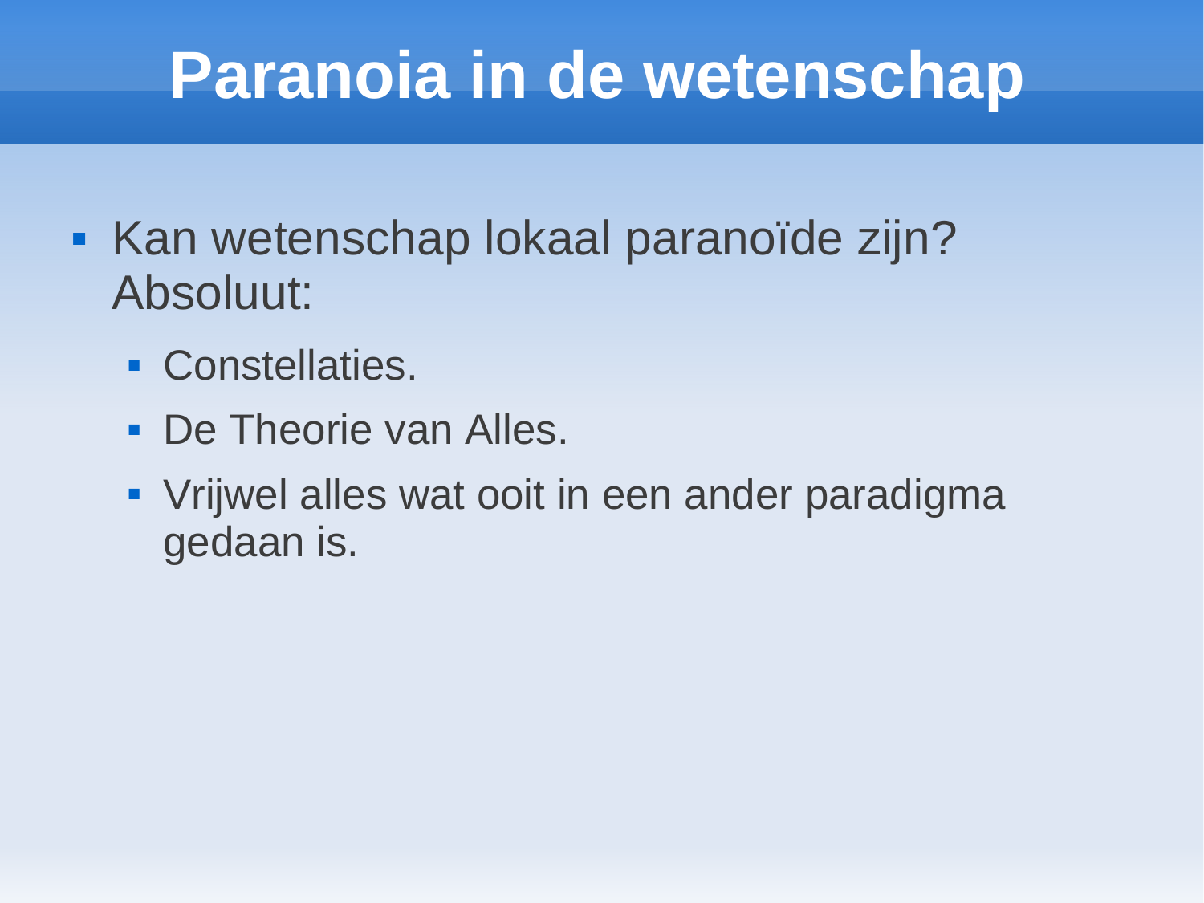# Paranoia in de wetenschap

- Kan wetenschap lokaal paranoïde zijn? Absoluut:
  - Constellaties.
  - De Theorie van Alles.
  - Vrijwel alles wat ooit in een ander paradigma gedaan is.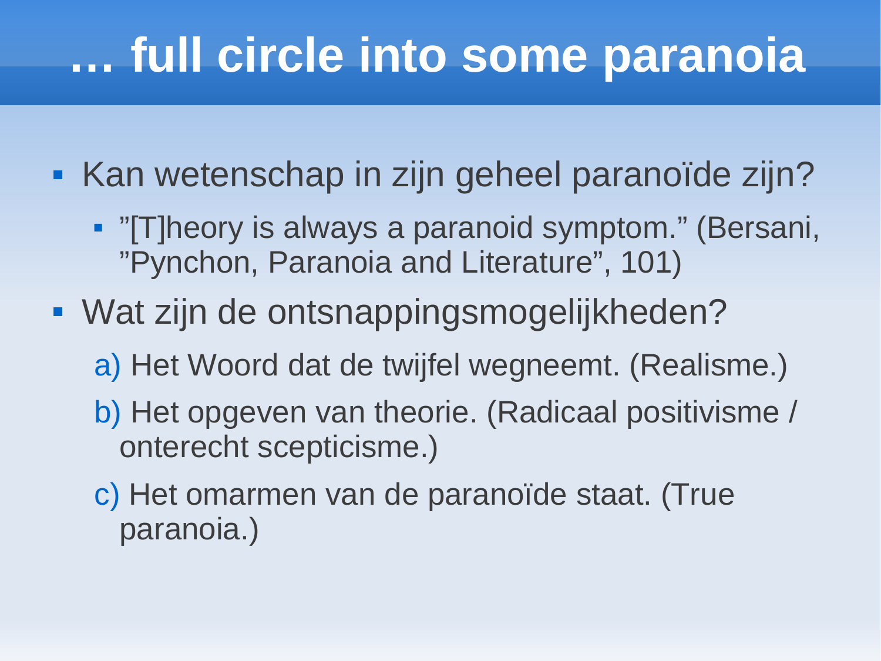# … full circle into some paranoia

- Kan wetenschap in zijn geheel paranoïde zijn?
  - ”[T]heory is always a paranoid symptom.” (Bersani, ”Pynchon, Paranoia and Literature”, 101)
- Wat zijn de ontsnappingsmogelijkheden?
  a) Het Woord dat de twijfel wegneemt. (Realisme.)
  b) Het opgeven van theorie. (Radicaal positivisme / onterecht scepticisme.)
  c) Het omarmen van de paranoïde staat. (True paranoia.)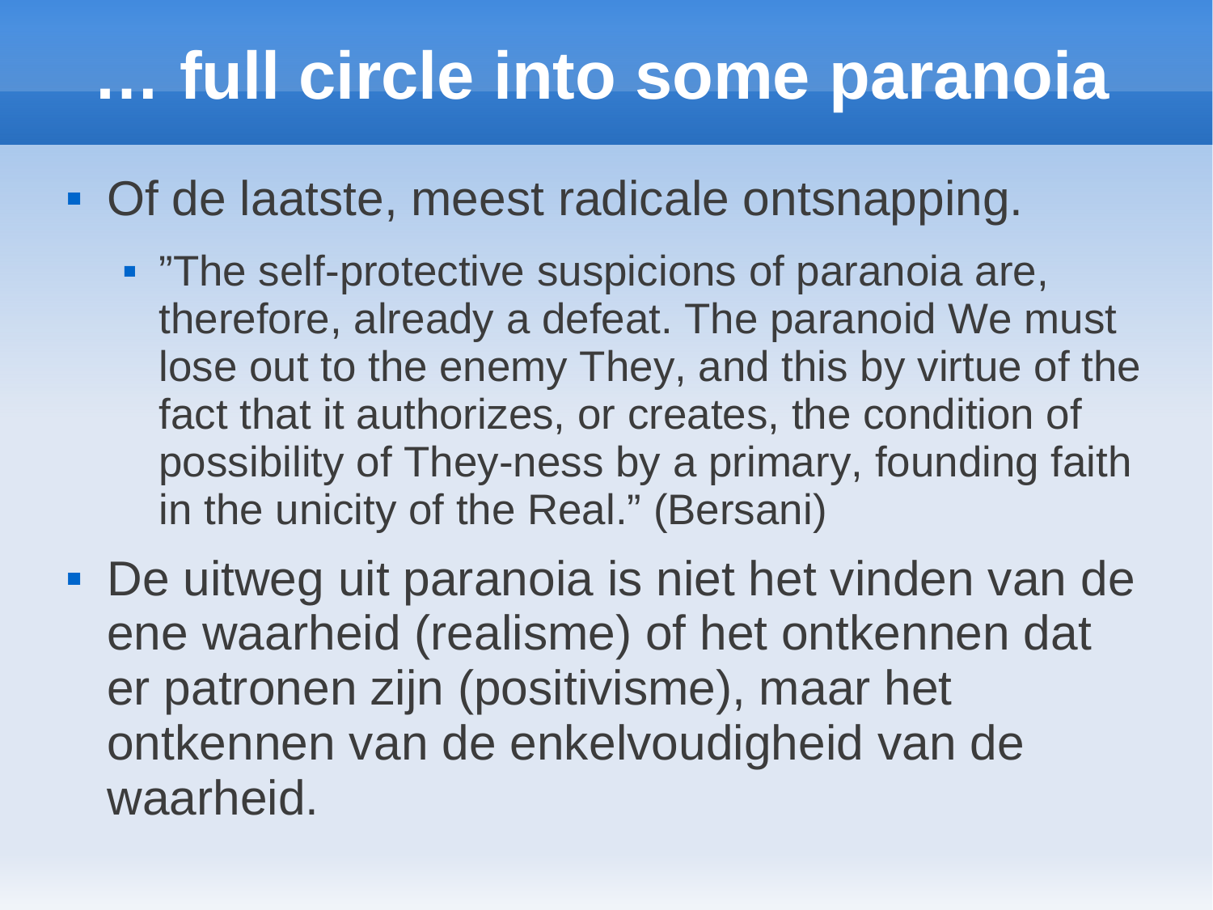# … full circle into some paranoia

- Of de laatste, meest radicale ontsnapping.
  - ”The self-protective suspicions of paranoia are, therefore, already a defeat. The paranoid We must lose out to the enemy They, and this by virtue of the fact that it authorizes, or creates, the condition of possibility of They-ness by a primary, founding faith in the unicity of the Real.” (Bersani)
- De uitweg uit paranoia is niet het vinden van de ene waarheid (realisme) of het ontkennen dat er patronen zijn (positivisme), maar het ontkennen van de enkelvoudigheid van de waarheid.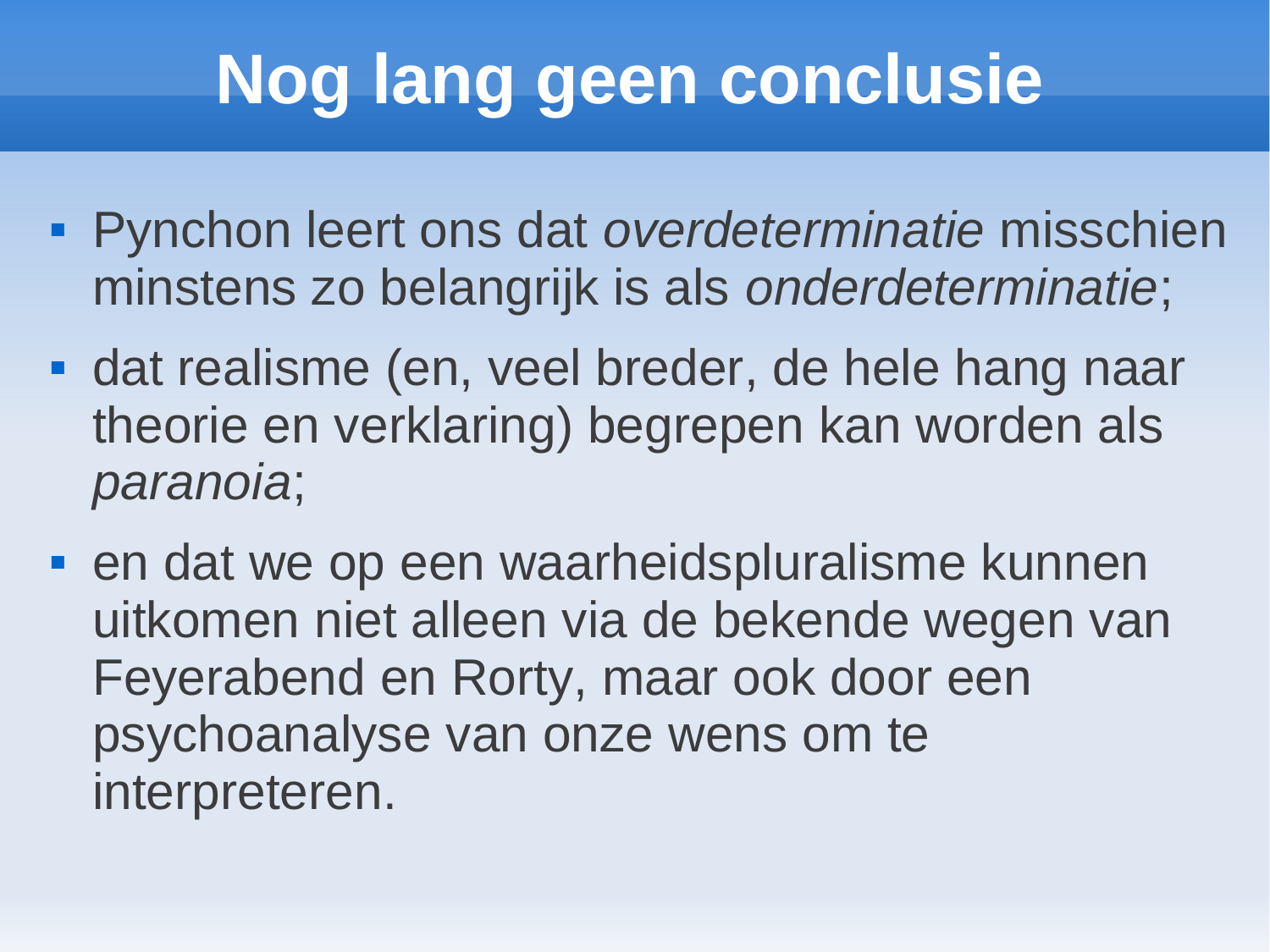# Nog lang geen conclusie

- Pynchon leert ons dat *overdeterminatie* misschien minstens zo belangrijk is als *onderdeterminatie*;
- dat realisme (en, veel breder, de hele hang naar theorie en verklaring) begrepen kan worden als *paranoia*;
- en dat we op een waarheidspluralisme kunnen uitkomen niet alleen via de bekende wegen van Feyerabend en Rorty, maar ook door een psychoanalyse van onze wens om te interpreteren.